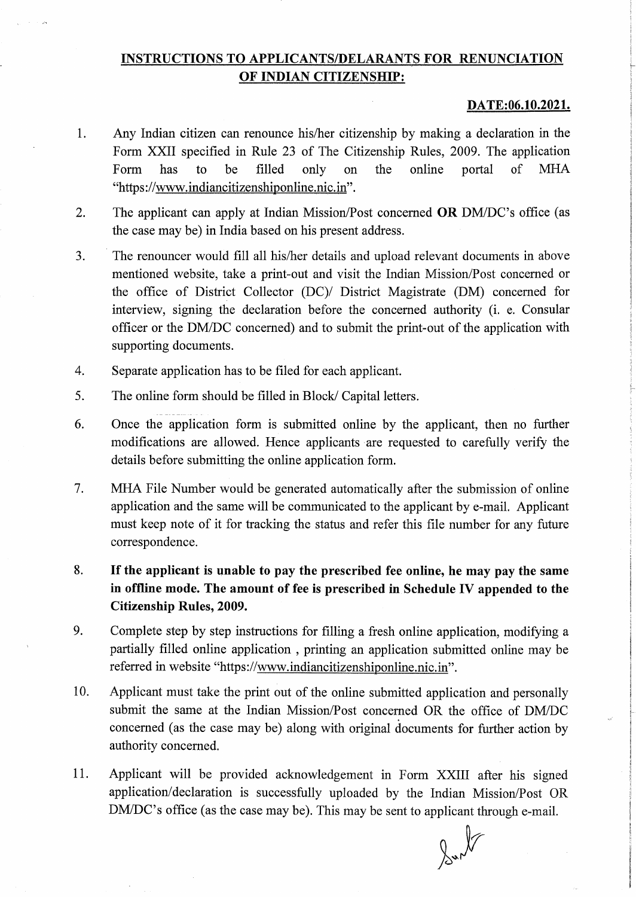**INSTRUCTIONS TO APPLICANTS/DELARANTS FOR RENUNCIATION OF INDIAN CITIZENSHIP:**

**DATE:06.10.2021.**

1. Any Indian citizen can renounce his/her citizenship by making a declaration in the Form XXII specified in Rule 23 of The Citizenship Rules, 2009. The application Form has to be filled only on the online portal of MHA "https://www.indiancitizenshiponline.nic.in".

2. The applicant can apply at Indian Mission/Post concerned **OR** DM/DC's office (as the case may be) in India based on his present address.

3. The renouncer would fill all his/her details and upload relevant documents in above mentioned website, take a print-out and visit the Indian Mission/Post concerned or the office of District Collector (DC)/ District Magistrate (DM) concerned for interview, signing the declaration before the concerned authority (i. e. Consular officer or the DM/DC concerned) and to submit the print-out of the application with supporting documents.

4. Separate application has to be filed for each applicant.

5. The online form should be filled in Block/ Capital letters.

6. Once the application form is submitted online by the applicant, then no further modifications are allowed. Hence applicants are requested to carefully verify the details before submitting the online application form.

7. MHA File Number would be generated automatically after the submission of online application and the same will be communicated to the applicant by e-mail. Applicant must keep note of it for tracking the status and refer this file number for any future correspondence.

8. **If the applicant is unable to pay the prescribed fee online, he may pay the same in offline mode. The amount of fee is prescribed in Schedule IV appended to the Citizenship Rules, 2009.**

9. Complete step by step instructions for filling a fresh online application, modifying a partially filled online application , printing an application submitted online may be referred in website "https://www.indiancitizenshiponline.nic.in".

10. Applicant must take the print out of the online submitted application and personally submit the same at the Indian Mission/Post concerned OR the office of DM/DC concerned (as the case may be) along with original documents for further action by authority concerned.

11. Applicant will be provided acknowledgement in Form XXIII after his signed application/declaration is successfully uploaded by the Indian Mission/Post OR DM/DC's office (as the case may be). This may be sent to applicant through e-mail.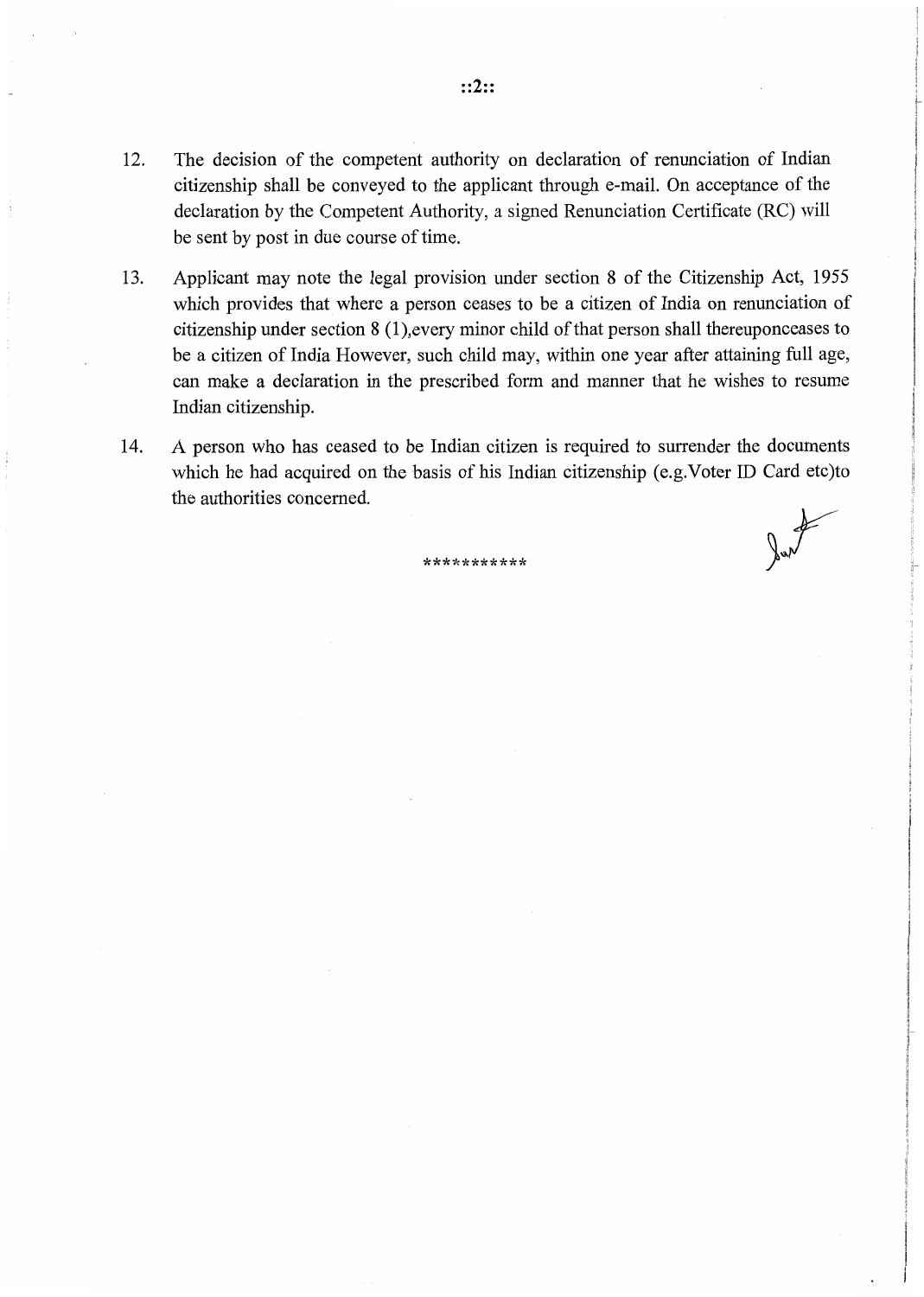12. The decision of the competent authority on declaration of renunciation of Indian citizenship shall be conveyed to the applicant through e-mail. On acceptance of the declaration by the Competent Authority, a signed Renunciation Certificate (RC) will be sent by post in due course of time.

13. Applicant may note the legal provision under section 8 of the Citizenship Act, 1955 which provides that where a person ceases to be a citizen of India on renunciation of citizenship under section 8 (1),every minor child of that person shall thereuponceases to be a citizen of India However, such child may, within one year after attaining full age, can make a declaration in the prescribed form and manner that he wishes to resume Indian citizenship.

14. A person who has ceased to be Indian citizen is required to surrender the documents which he had acquired on the basis of his Indian citizenship (e.g.Voter ID Card etc)to the authorities concerned.

***********